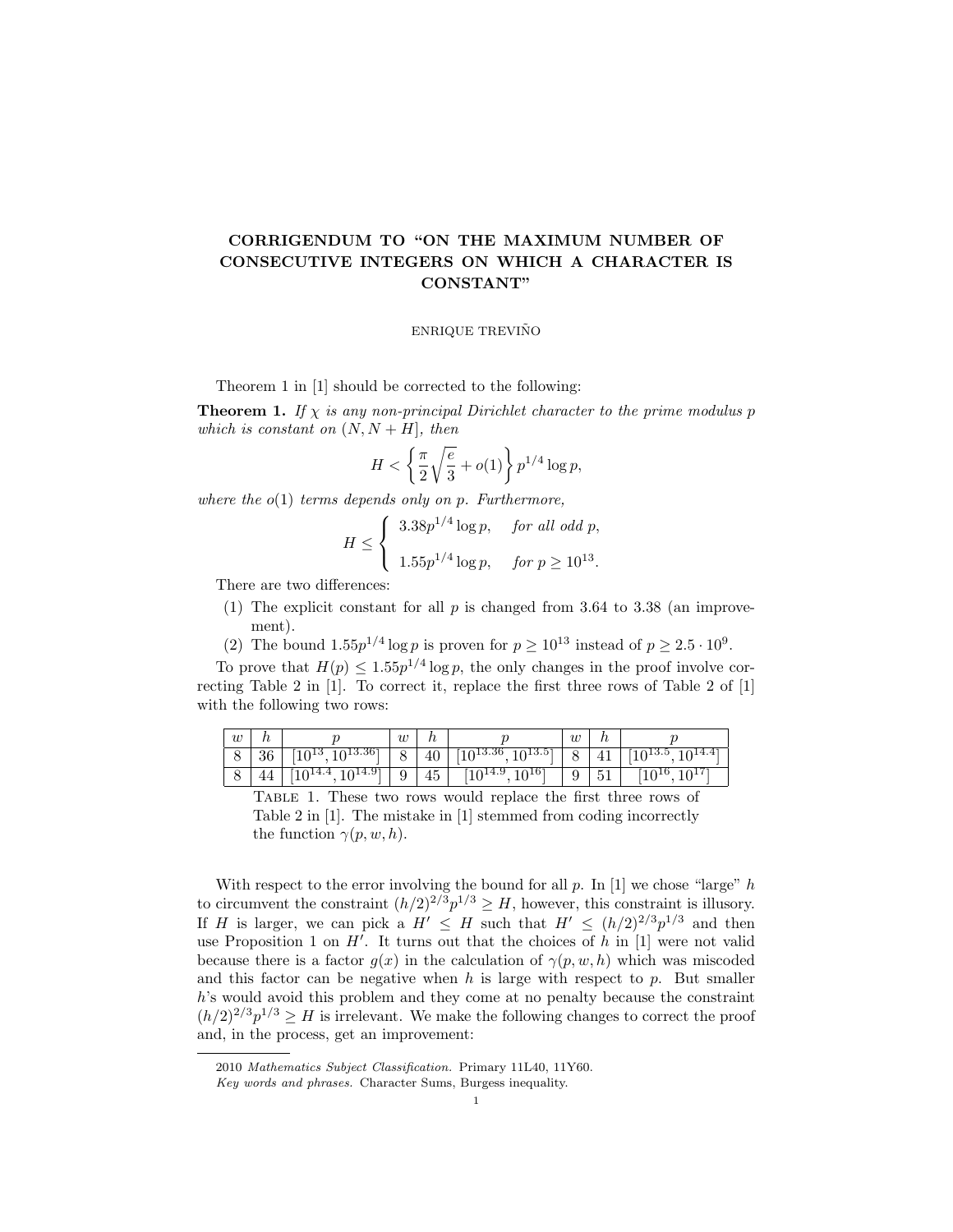# CORRIGENDUM TO "ON THE MAXIMUM NUMBER OF CONSECUTIVE INTEGERS ON WHICH A CHARACTER IS CONSTANT"

ENRIQUE TREVIÑO

Theorem 1 in [1] should be corrected to the following:

**Theorem 1.** *If $\chi$ is any non-principal Dirichlet character to the prime modulus $p$ which is constant on $(N, N+H]$, then*

$$H < \left\{ \frac{\pi}{2}\sqrt{\frac{e}{3}} + o(1) \right\} p^{1/4} \log p,$$

*where the $o(1)$ terms depends only on $p$. Furthermore,*

$$H \leq \begin{cases} 3.38 p^{1/4} \log p, & \text{for all odd } p, \\ 1.55 p^{1/4} \log p, & \text{for } p \geq 10^{13}. \end{cases}$$

There are two differences:

1. The explicit constant for all $p$ is changed from 3.64 to 3.38 (an improvement).
2. The bound $1.55 p^{1/4} \log p$ is proven for $p \geq 10^{13}$ instead of $p \geq 2.5 \cdot 10^9$.

To prove that $H(p) \leq 1.55 p^{1/4} \log p$, the only changes in the proof involve correcting Table 2 in [1]. To correct it, replace the first three rows of Table 2 of [1] with the following two rows:

| $w$ | $h$ | $p$ | $w$ | $h$ | $p$ | $w$ | $h$ | $p$ |
|---|---|---|---|---|---|---|---|---|
| 8 | 36 | $[10^{13}, 10^{13.36}]$ | 8 | 40 | $[10^{13.36}, 10^{13.5}]$ | 8 | 41 | $[10^{13.5}, 10^{14.4}]$ |
| 8 | 44 | $[10^{14.4}, 10^{14.9}]$ | 9 | 45 | $[10^{14.9}, 10^{16}]$ | 9 | 51 | $[10^{16}, 10^{17}]$ |

Table 1. These two rows would replace the first three rows of Table 2 in [1]. The mistake in [1] stemmed from coding incorrectly the function $\gamma(p, w, h)$.

With respect to the error involving the bound for all $p$. In [1] we chose "large" $h$ to circumvent the constraint $(h/2)^{2/3} p^{1/3} \geq H$, however, this constraint is illusory. If $H$ is larger, we can pick a $H' \leq H$ such that $H' \leq (h/2)^{2/3} p^{1/3}$ and then use Proposition 1 on $H'$. It turns out that the choices of $h$ in [1] were not valid because there is a factor $g(x)$ in the calculation of $\gamma(p, w, h)$ which was miscoded and this factor can be negative when $h$ is large with respect to $p$. But smaller $h$'s would avoid this problem and they come at no penalty because the constraint $(h/2)^{2/3} p^{1/3} \geq H$ is irrelevant. We make the following changes to correct the proof and, in the process, get an improvement:

---

2010 *Mathematics Subject Classification.* Primary 11L40, 11Y60.

*Key words and phrases.* Character Sums, Burgess inequality.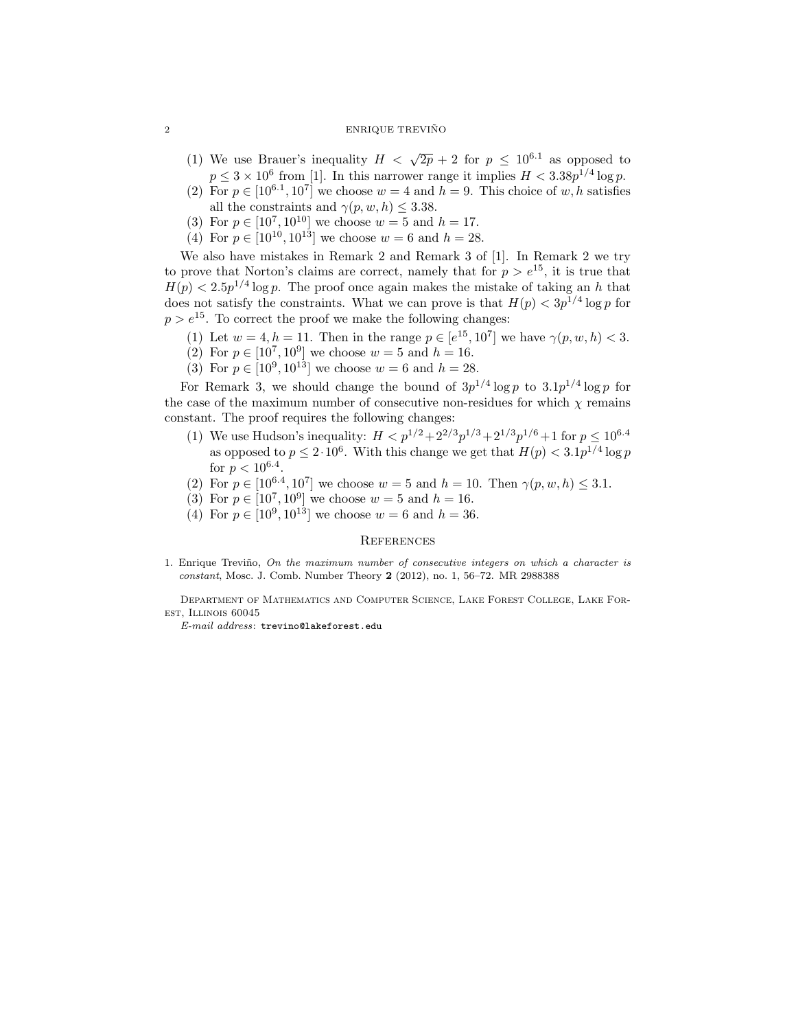(1) We use Brauer's inequality $H < \sqrt{2p} + 2$ for $p \leq 10^{6.1}$ as opposed to $p \leq 3 \times 10^6$ from [1]. In this narrower range it implies $H < 3.38 p^{1/4} \log p$.
(2) For $p \in [10^{6.1}, 10^7]$ we choose $w = 4$ and $h = 9$. This choice of $w, h$ satisfies all the constraints and $\gamma(p, w, h) \leq 3.38$.
(3) For $p \in [10^7, 10^{10}]$ we choose $w = 5$ and $h = 17$.
(4) For $p \in [10^{10}, 10^{13}]$ we choose $w = 6$ and $h = 28$.

We also have mistakes in Remark 2 and Remark 3 of [1]. In Remark 2 we try to prove that Norton's claims are correct, namely that for $p > e^{15}$, it is true that $H(p) < 2.5 p^{1/4} \log p$. The proof once again makes the mistake of taking an $h$ that does not satisfy the constraints. What we can prove is that $H(p) < 3 p^{1/4} \log p$ for $p > e^{15}$. To correct the proof we make the following changes:

(1) Let $w = 4, h = 11$. Then in the range $p \in [e^{15}, 10^7]$ we have $\gamma(p, w, h) < 3$.
(2) For $p \in [10^7, 10^9]$ we choose $w = 5$ and $h = 16$.
(3) For $p \in [10^9, 10^{13}]$ we choose $w = 6$ and $h = 28$.

For Remark 3, we should change the bound of $3p^{1/4} \log p$ to $3.1 p^{1/4} \log p$ for the case of the maximum number of consecutive non-residues for which $\chi$ remains constant. The proof requires the following changes:

(1) We use Hudson's inequality: $H < p^{1/2} + 2^{2/3} p^{1/3} + 2^{1/3} p^{1/6} + 1$ for $p \leq 10^{6.4}$ as opposed to $p \leq 2 \cdot 10^6$. With this change we get that $H(p) < 3.1 p^{1/4} \log p$ for $p < 10^{6.4}$.
(2) For $p \in [10^{6.4}, 10^7]$ we choose $w = 5$ and $h = 10$. Then $\gamma(p, w, h) \leq 3.1$.
(3) For $p \in [10^7, 10^9]$ we choose $w = 5$ and $h = 16$.
(4) For $p \in [10^9, 10^{13}]$ we choose $w = 6$ and $h = 36$.

## References

1. Enrique Treviño, *On the maximum number of consecutive integers on which a character is constant*, Mosc. J. Comb. Number Theory **2** (2012), no. 1, 56–72. MR 2988388

Department of Mathematics and Computer Science, Lake Forest College, Lake Forest, Illinois 60045

*E-mail address*: trevino@lakeforest.edu